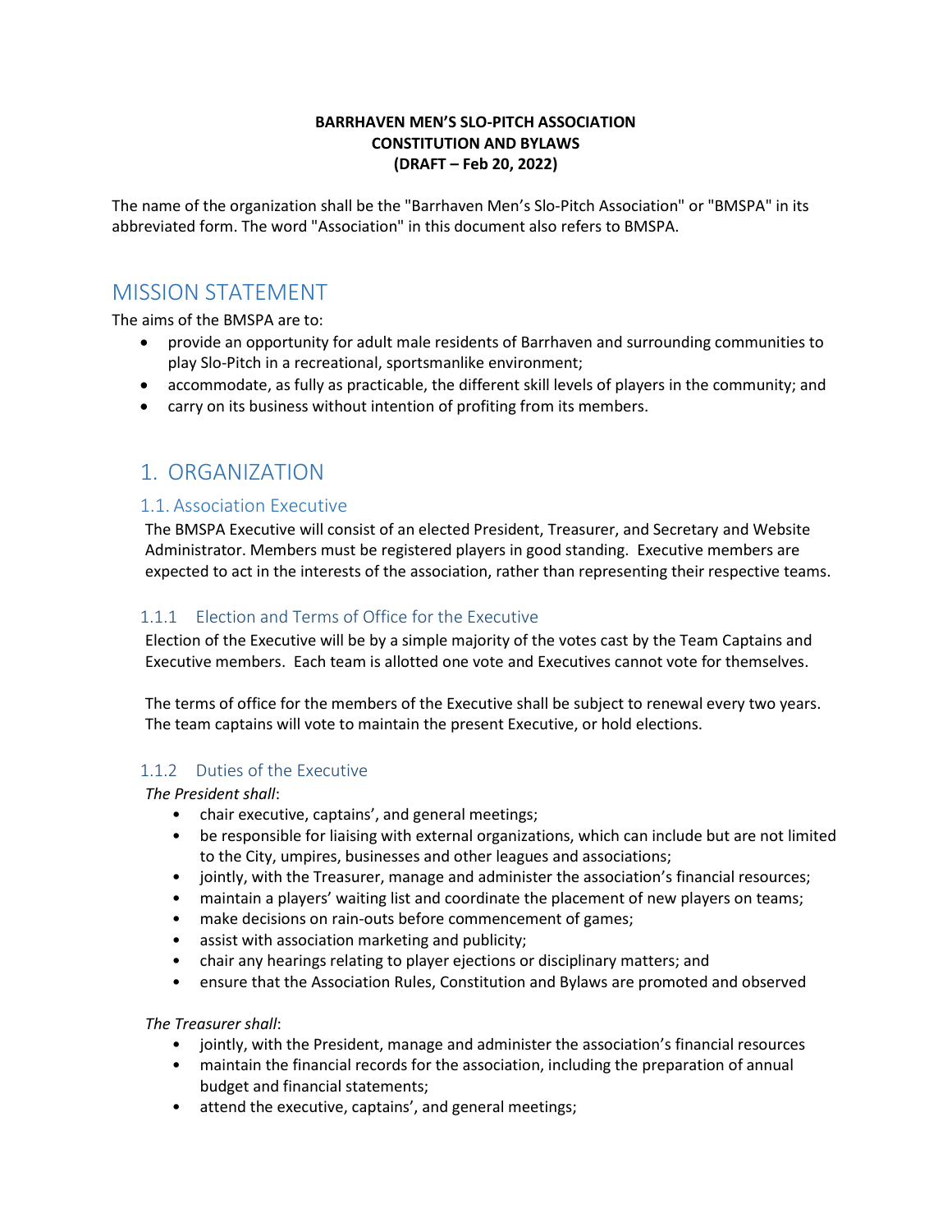**BARRHAVEN MEN'S SLO-PITCH ASSOCIATION**
**CONSTITUTION AND BYLAWS**
**(DRAFT – Feb 20, 2022)**

The name of the organization shall be the "Barrhaven Men's Slo-Pitch Association" or "BMSPA" in its abbreviated form. The word "Association" in this document also refers to BMSPA.

# MISSION STATEMENT

The aims of the BMSPA are to:

- provide an opportunity for adult male residents of Barrhaven and surrounding communities to play Slo-Pitch in a recreational, sportsmanlike environment;
- accommodate, as fully as practicable, the different skill levels of players in the community; and
- carry on its business without intention of profiting from its members.

# 1. ORGANIZATION

## 1.1. Association Executive

The BMSPA Executive will consist of an elected President, Treasurer, and Secretary and Website Administrator. Members must be registered players in good standing. Executive members are expected to act in the interests of the association, rather than representing their respective teams.

### 1.1.1 Election and Terms of Office for the Executive

Election of the Executive will be by a simple majority of the votes cast by the Team Captains and Executive members. Each team is allotted one vote and Executives cannot vote for themselves.

The terms of office for the members of the Executive shall be subject to renewal every two years. The team captains will vote to maintain the present Executive, or hold elections.

### 1.1.2 Duties of the Executive

*The President shall*:

- chair executive, captains', and general meetings;
- be responsible for liaising with external organizations, which can include but are not limited to the City, umpires, businesses and other leagues and associations;
- jointly, with the Treasurer, manage and administer the association's financial resources;
- maintain a players' waiting list and coordinate the placement of new players on teams;
- make decisions on rain-outs before commencement of games;
- assist with association marketing and publicity;
- chair any hearings relating to player ejections or disciplinary matters; and
- ensure that the Association Rules, Constitution and Bylaws are promoted and observed

*The Treasurer shall*:

- jointly, with the President, manage and administer the association's financial resources
- maintain the financial records for the association, including the preparation of annual budget and financial statements;
- attend the executive, captains', and general meetings;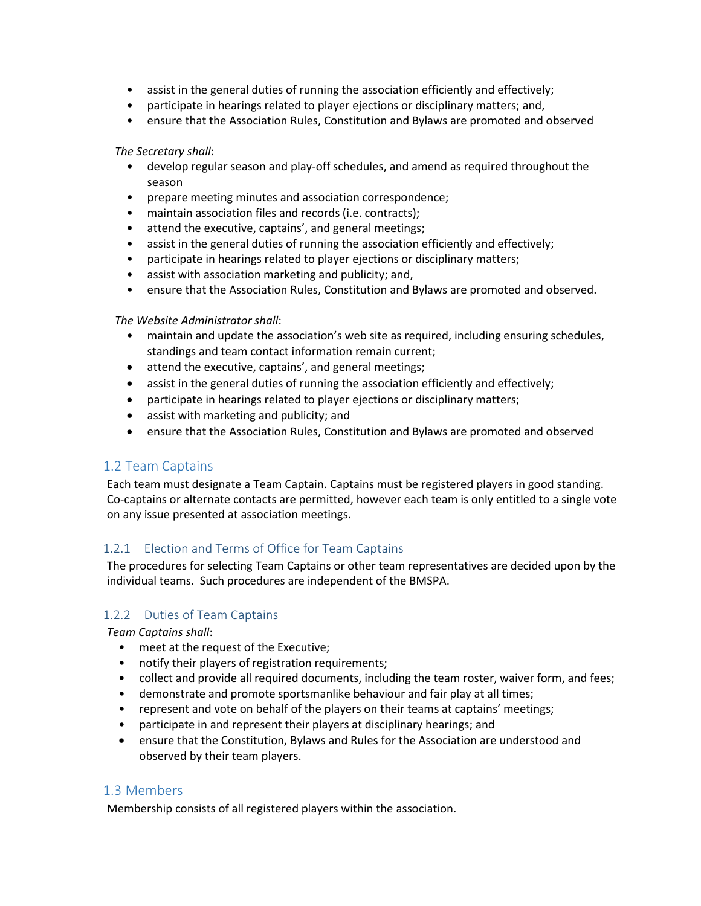- assist in the general duties of running the association efficiently and effectively;
- participate in hearings related to player ejections or disciplinary matters; and,
- ensure that the Association Rules, Constitution and Bylaws are promoted and observed

*The Secretary shall*:

- develop regular season and play-off schedules, and amend as required throughout the season
- prepare meeting minutes and association correspondence;
- maintain association files and records (i.e. contracts);
- attend the executive, captains', and general meetings;
- assist in the general duties of running the association efficiently and effectively;
- participate in hearings related to player ejections or disciplinary matters;
- assist with association marketing and publicity; and,
- ensure that the Association Rules, Constitution and Bylaws are promoted and observed.

*The Website Administrator shall*:

- maintain and update the association's web site as required, including ensuring schedules, standings and team contact information remain current;
- attend the executive, captains', and general meetings;
- assist in the general duties of running the association efficiently and effectively;
- participate in hearings related to player ejections or disciplinary matters;
- assist with marketing and publicity; and
- ensure that the Association Rules, Constitution and Bylaws are promoted and observed

## 1.2 Team Captains

Each team must designate a Team Captain. Captains must be registered players in good standing. Co-captains or alternate contacts are permitted, however each team is only entitled to a single vote on any issue presented at association meetings.

### 1.2.1 Election and Terms of Office for Team Captains

The procedures for selecting Team Captains or other team representatives are decided upon by the individual teams. Such procedures are independent of the BMSPA.

### 1.2.2 Duties of Team Captains

*Team Captains shall*:

- meet at the request of the Executive;
- notify their players of registration requirements;
- collect and provide all required documents, including the team roster, waiver form, and fees;
- demonstrate and promote sportsmanlike behaviour and fair play at all times;
- represent and vote on behalf of the players on their teams at captains' meetings;
- participate in and represent their players at disciplinary hearings; and
- ensure that the Constitution, Bylaws and Rules for the Association are understood and observed by their team players.

## 1.3 Members

Membership consists of all registered players within the association.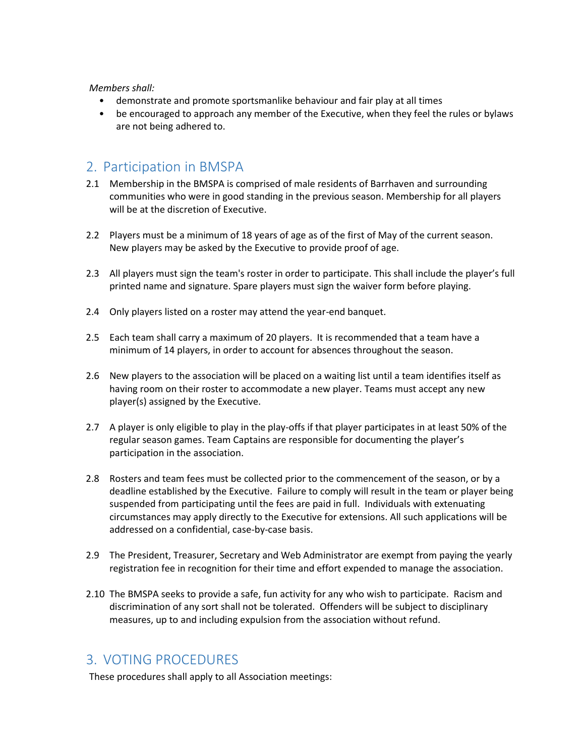*Members shall:*

- demonstrate and promote sportsmanlike behaviour and fair play at all times
- be encouraged to approach any member of the Executive, when they feel the rules or bylaws are not being adhered to.

## 2. Participation in BMSPA

2.1 Membership in the BMSPA is comprised of male residents of Barrhaven and surrounding communities who were in good standing in the previous season. Membership for all players will be at the discretion of Executive.

2.2 Players must be a minimum of 18 years of age as of the first of May of the current season. New players may be asked by the Executive to provide proof of age.

2.3 All players must sign the team's roster in order to participate. This shall include the player's full printed name and signature. Spare players must sign the waiver form before playing.

2.4 Only players listed on a roster may attend the year-end banquet.

2.5 Each team shall carry a maximum of 20 players. It is recommended that a team have a minimum of 14 players, in order to account for absences throughout the season.

2.6 New players to the association will be placed on a waiting list until a team identifies itself as having room on their roster to accommodate a new player. Teams must accept any new player(s) assigned by the Executive.

2.7 A player is only eligible to play in the play-offs if that player participates in at least 50% of the regular season games. Team Captains are responsible for documenting the player's participation in the association.

2.8 Rosters and team fees must be collected prior to the commencement of the season, or by a deadline established by the Executive. Failure to comply will result in the team or player being suspended from participating until the fees are paid in full. Individuals with extenuating circumstances may apply directly to the Executive for extensions. All such applications will be addressed on a confidential, case-by-case basis.

2.9 The President, Treasurer, Secretary and Web Administrator are exempt from paying the yearly registration fee in recognition for their time and effort expended to manage the association.

2.10 The BMSPA seeks to provide a safe, fun activity for any who wish to participate. Racism and discrimination of any sort shall not be tolerated. Offenders will be subject to disciplinary measures, up to and including expulsion from the association without refund.

## 3. VOTING PROCEDURES

These procedures shall apply to all Association meetings: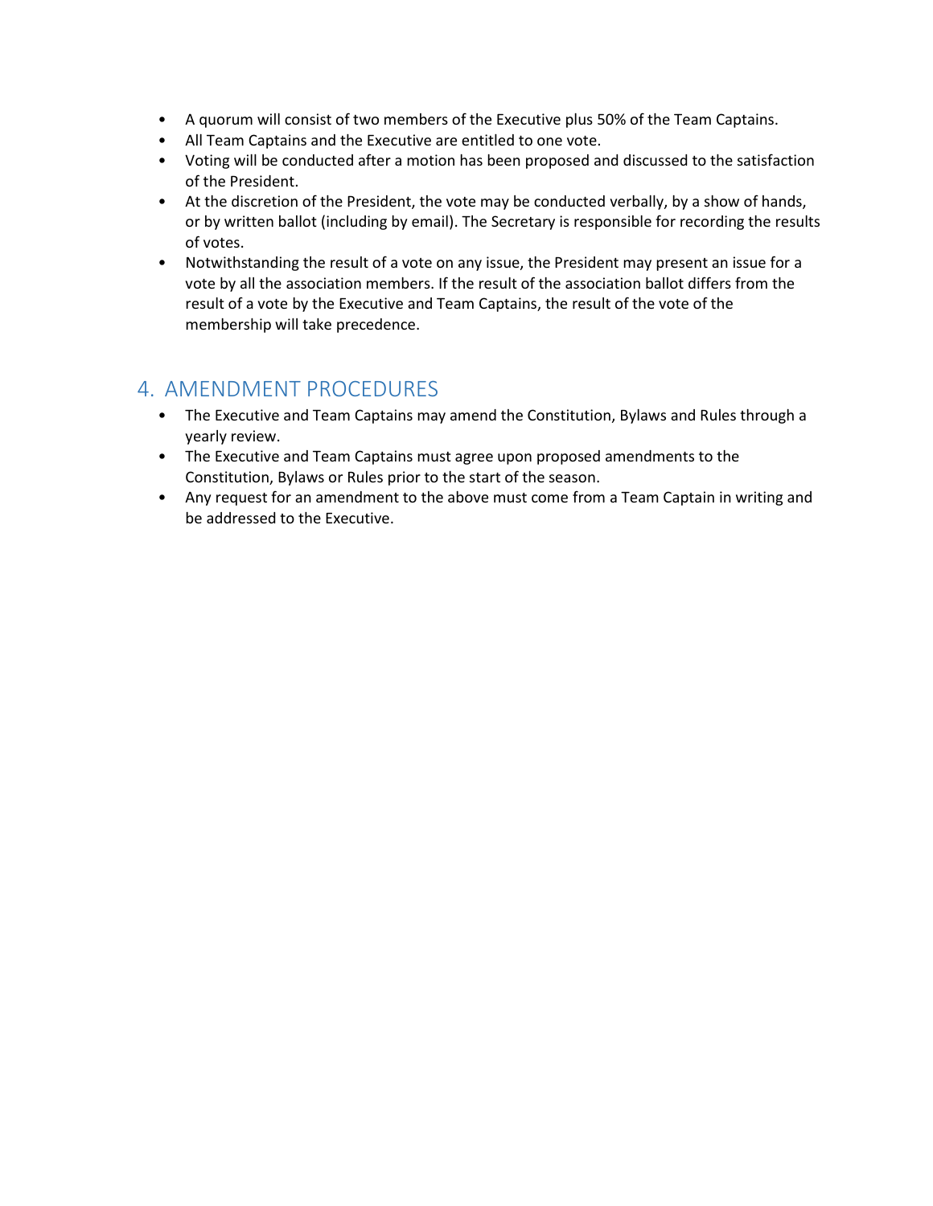- A quorum will consist of two members of the Executive plus 50% of the Team Captains.
- All Team Captains and the Executive are entitled to one vote.
- Voting will be conducted after a motion has been proposed and discussed to the satisfaction of the President.
- At the discretion of the President, the vote may be conducted verbally, by a show of hands, or by written ballot (including by email). The Secretary is responsible for recording the results of votes.
- Notwithstanding the result of a vote on any issue, the President may present an issue for a vote by all the association members. If the result of the association ballot differs from the result of a vote by the Executive and Team Captains, the result of the vote of the membership will take precedence.

## 4. AMENDMENT PROCEDURES

- The Executive and Team Captains may amend the Constitution, Bylaws and Rules through a yearly review.
- The Executive and Team Captains must agree upon proposed amendments to the Constitution, Bylaws or Rules prior to the start of the season.
- Any request for an amendment to the above must come from a Team Captain in writing and be addressed to the Executive.